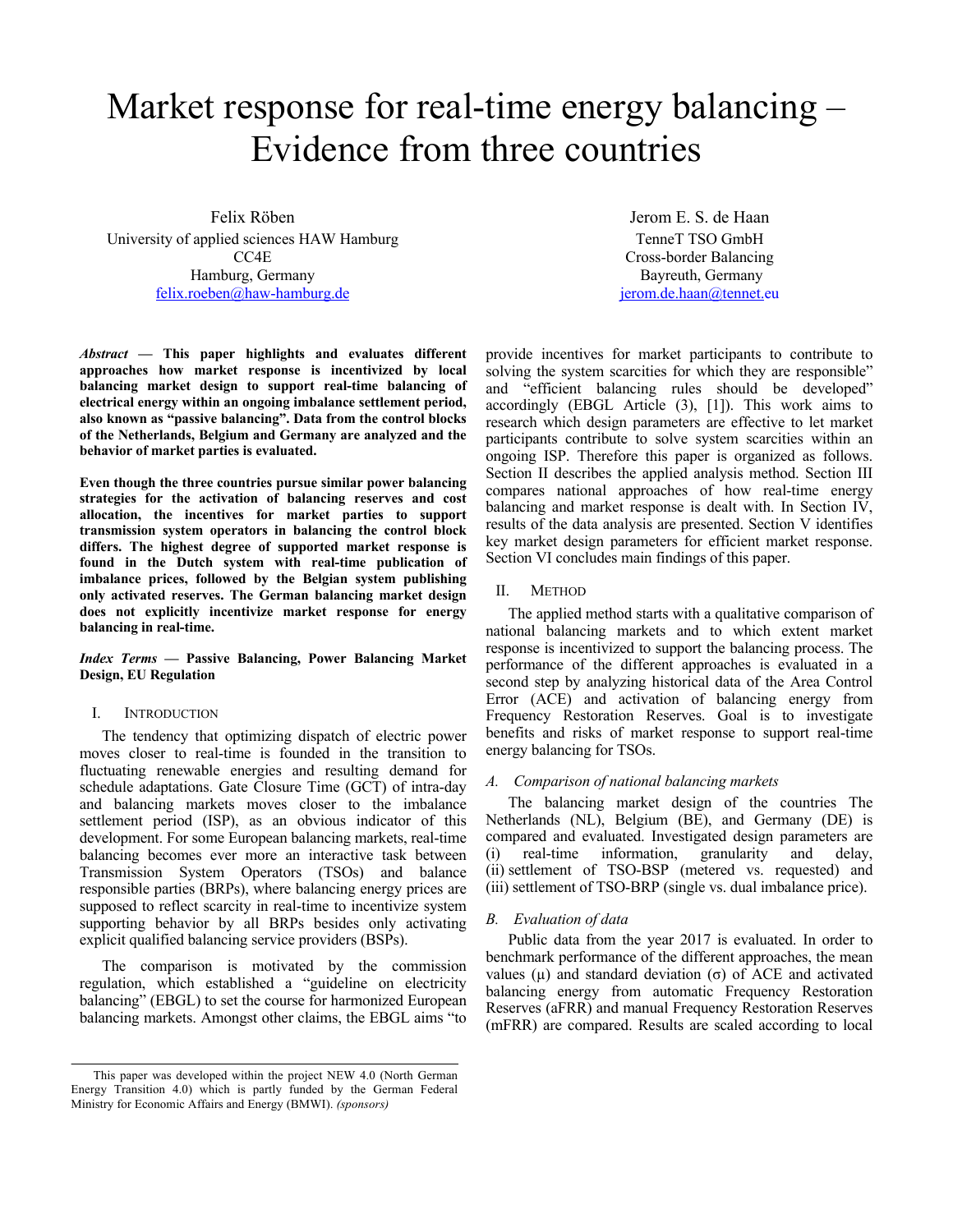# Market response for real-time energy balancing – Evidence from three countries

Felix Röben
University of applied sciences HAW Hamburg
CC4E
Hamburg, Germany
felix.roeben@haw-hamburg.de

Jerom E. S. de Haan
TenneT TSO GmbH
Cross-border Balancing
Bayreuth, Germany
jerom.de.haan@tennet.eu

***Abstract* — This paper highlights and evaluates different approaches how market response is incentivized by local balancing market design to support real-time balancing of electrical energy within an ongoing imbalance settlement period, also known as "passive balancing". Data from the control blocks of the Netherlands, Belgium and Germany are analyzed and the behavior of market parties is evaluated.**

**Even though the three countries pursue similar power balancing strategies for the activation of balancing reserves and cost allocation, the incentives for market parties to support transmission system operators in balancing the control block differs. The highest degree of supported market response is found in the Dutch system with real-time publication of imbalance prices, followed by the Belgian system publishing only activated reserves. The German balancing market design does not explicitly incentivize market response for energy balancing in real-time.**

***Index Terms* — Passive Balancing, Power Balancing Market Design, EU Regulation**

## I. Introduction

The tendency that optimizing dispatch of electric power moves closer to real-time is founded in the transition to fluctuating renewable energies and resulting demand for schedule adaptations. Gate Closure Time (GCT) of intra-day and balancing markets moves closer to the imbalance settlement period (ISP), as an obvious indicator of this development. For some European balancing markets, real-time balancing becomes ever more an interactive task between Transmission System Operators (TSOs) and balance responsible parties (BRPs), where balancing energy prices are supposed to reflect scarcity in real-time to incentivize system supporting behavior by all BRPs besides only activating explicit qualified balancing service providers (BSPs).

The comparison is motivated by the commission regulation, which established a "guideline on electricity balancing" (EBGL) to set the course for harmonized European balancing markets. Amongst other claims, the EBGL aims "to provide incentives for market participants to contribute to solving the system scarcities for which they are responsible" and "efficient balancing rules should be developed" accordingly (EBGL Article (3), [1]). This work aims to research which design parameters are effective to let market participants contribute to solve system scarcities within an ongoing ISP. Therefore this paper is organized as follows. Section II describes the applied analysis method. Section III compares national approaches of how real-time energy balancing and market response is dealt with. In Section IV, results of the data analysis are presented. Section V identifies key market design parameters for efficient market response. Section VI concludes main findings of this paper.

## II. Method

The applied method starts with a qualitative comparison of national balancing markets and to which extent market response is incentivized to support the balancing process. The performance of the different approaches is evaluated in a second step by analyzing historical data of the Area Control Error (ACE) and activation of balancing energy from Frequency Restoration Reserves. Goal is to investigate benefits and risks of market response to support real-time energy balancing for TSOs.

### *A. Comparison of national balancing markets*

The balancing market design of the countries The Netherlands (NL), Belgium (BE), and Germany (DE) is compared and evaluated. Investigated design parameters are (i) real-time information, granularity and delay, (ii) settlement of TSO-BSP (metered vs. requested) and (iii) settlement of TSO-BRP (single vs. dual imbalance price).

### *B. Evaluation of data*

Public data from the year 2017 is evaluated. In order to benchmark performance of the different approaches, the mean values (μ) and standard deviation (σ) of ACE and activated balancing energy from automatic Frequency Restoration Reserves (aFRR) and manual Frequency Restoration Reserves (mFRR) are compared. Results are scaled according to local

This paper was developed within the project NEW 4.0 (North German Energy Transition 4.0) which is partly funded by the German Federal Ministry for Economic Affairs and Energy (BMWI). *(sponsors)*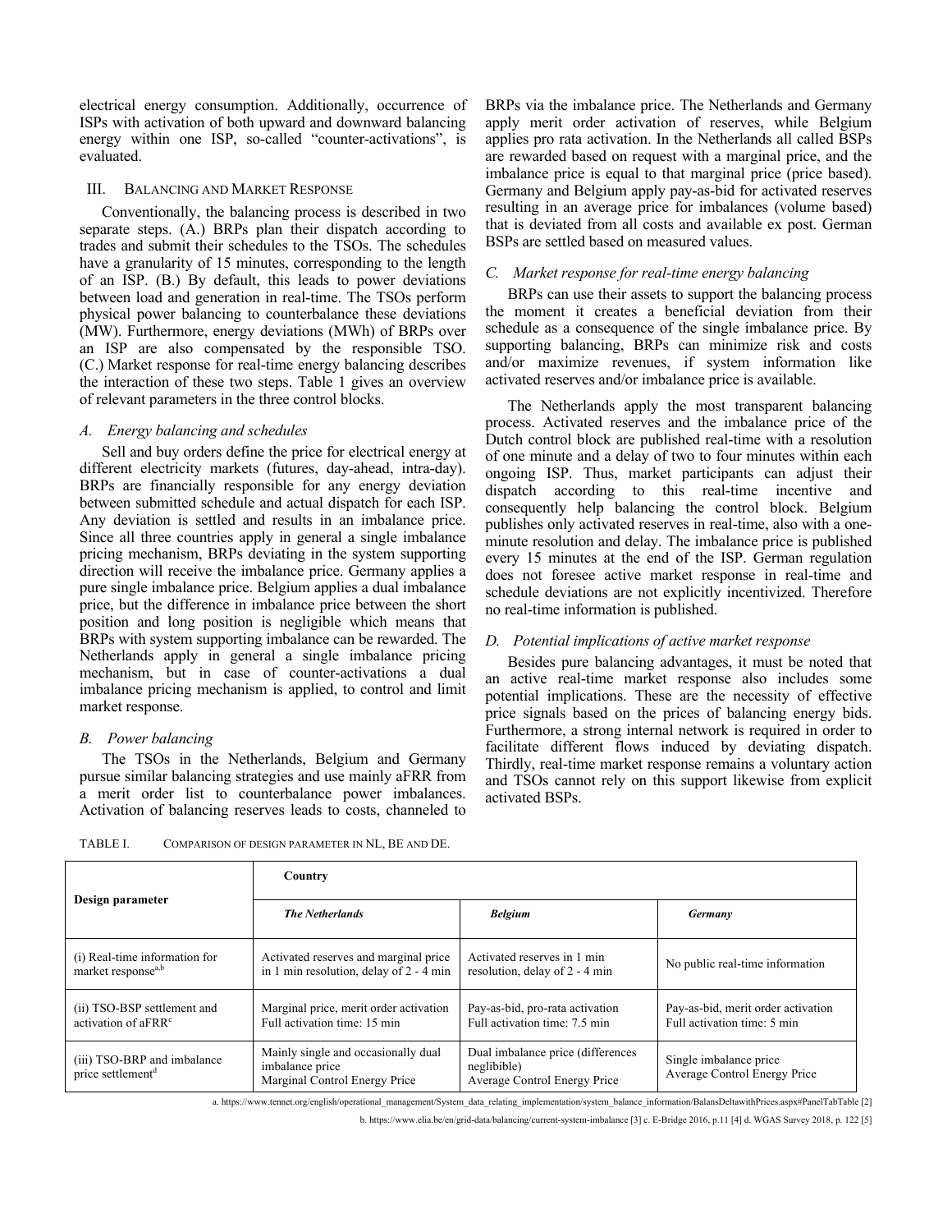electrical energy consumption. Additionally, occurrence of ISPs with activation of both upward and downward balancing energy within one ISP, so-called "counter-activations", is evaluated.

## III. Balancing and Market Response

Conventionally, the balancing process is described in two separate steps. (A.) BRPs plan their dispatch according to trades and submit their schedules to the TSOs. The schedules have a granularity of 15 minutes, corresponding to the length of an ISP. (B.) By default, this leads to power deviations between load and generation in real-time. The TSOs perform physical power balancing to counterbalance these deviations (MW). Furthermore, energy deviations (MWh) of BRPs over an ISP are also compensated by the responsible TSO. (C.) Market response for real-time energy balancing describes the interaction of these two steps. Table 1 gives an overview of relevant parameters in the three control blocks.

### *A. Energy balancing and schedules*

Sell and buy orders define the price for electrical energy at different electricity markets (futures, day-ahead, intra-day). BRPs are financially responsible for any energy deviation between submitted schedule and actual dispatch for each ISP. Any deviation is settled and results in an imbalance price. Since all three countries apply in general a single imbalance pricing mechanism, BRPs deviating in the system supporting direction will receive the imbalance price. Germany applies a pure single imbalance price. Belgium applies a dual imbalance price, but the difference in imbalance price between the short position and long position is negligible which means that BRPs with system supporting imbalance can be rewarded. The Netherlands apply in general a single imbalance pricing mechanism, but in case of counter-activations a dual imbalance pricing mechanism is applied, to control and limit market response.

### *B. Power balancing*

The TSOs in the Netherlands, Belgium and Germany pursue similar balancing strategies and use mainly aFRR from a merit order list to counterbalance power imbalances. Activation of balancing reserves leads to costs, channeled to BRPs via the imbalance price. The Netherlands and Germany apply merit order activation of reserves, while Belgium applies pro rata activation. In the Netherlands all called BSPs are rewarded based on request with a marginal price, and the imbalance price is equal to that marginal price (price based). Germany and Belgium apply pay-as-bid for activated reserves resulting in an average price for imbalances (volume based) that is deviated from all costs and available ex post. German BSPs are settled based on measured values.

### *C. Market response for real-time energy balancing*

BRPs can use their assets to support the balancing process the moment it creates a beneficial deviation from their schedule as a consequence of the single imbalance price. By supporting balancing, BRPs can minimize risk and costs and/or maximize revenues, if system information like activated reserves and/or imbalance price is available.

The Netherlands apply the most transparent balancing process. Activated reserves and the imbalance price of the Dutch control block are published real-time with a resolution of one minute and a delay of two to four minutes within each ongoing ISP. Thus, market participants can adjust their dispatch according to this real-time incentive and consequently help balancing the control block. Belgium publishes only activated reserves in real-time, also with a one-minute resolution and delay. The imbalance price is published every 15 minutes at the end of the ISP. German regulation does not foresee active market response in real-time and schedule deviations are not explicitly incentivized. Therefore no real-time information is published.

### *D. Potential implications of active market response*

Besides pure balancing advantages, it must be noted that an active real-time market response also includes some potential implications. These are the necessity of effective price signals based on the prices of balancing energy bids. Furthermore, a strong internal network is required in order to facilitate different flows induced by deviating dispatch. Thirdly, real-time market response remains a voluntary action and TSOs cannot rely on this support likewise from explicit activated BSPs.

TABLE I. Comparison of design parameter in NL, BE and DE.

| Design parameter | Country | | |
|---|---|---|---|
| | ***The Netherlands*** | ***Belgium*** | ***Germany*** |
| (i) Real-time information for market response[a,b] | Activated reserves and marginal price in 1 min resolution, delay of 2 - 4 min | Activated reserves in 1 min resolution, delay of 2 - 4 min | No public real-time information |
| (ii) TSO-BSP settlement and activation of aFRR[c] | Marginal price, merit order activation<br>Full activation time: 15 min | Pay-as-bid, pro-rata activation<br>Full activation time: 7.5 min | Pay-as-bid, merit order activation<br>Full activation time: 5 min |
| (iii) TSO-BRP and imbalance price settlement[d] | Mainly single and occasionally dual imbalance price<br>Marginal Control Energy Price | Dual imbalance price (differences neglibible)<br>Average Control Energy Price | Single imbalance price<br>Average Control Energy Price |

a. https://www.tennet.org/english/operational_management/System_data_relating_implementation/system_balance_information/BalansDeltawithPrices.aspx#PanelTabTable [2]

b. https://www.elia.be/en/grid-data/balancing/current-system-imbalance [3] c. E-Bridge 2016, p.11 [4] d. WGAS Survey 2018, p. 122 [5]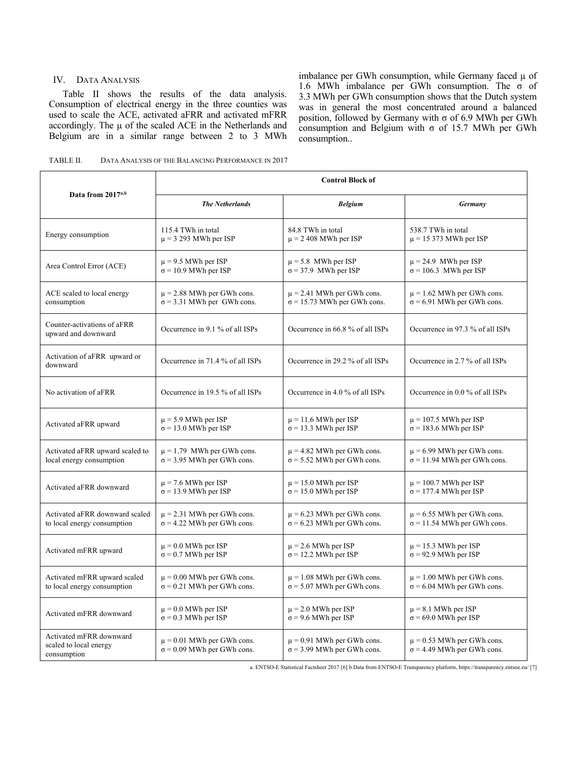## IV. Data Analysis

Table II shows the results of the data analysis. Consumption of electrical energy in the three counties was used to scale the ACE, activated aFRR and activated mFRR accordingly. The μ of the scaled ACE in the Netherlands and Belgium are in a similar range between 2 to 3 MWh imbalance per GWh consumption, while Germany faced μ of 1.6 MWh imbalance per GWh consumption. The σ of 3.3 MWh per GWh consumption shows that the Dutch system was in general the most concentrated around a balanced position, followed by Germany with σ of 6.9 MWh per GWh consumption and Belgium with σ of 15.7 MWh per GWh consumption..

TABLE II. Data Analysis of the Balancing Performance in 2017

| Data from 2017[a,b] | Control Block of | | |
|---|---|---|---|
| | ***The Netherlands*** | ***Belgium*** | ***Germany*** |
| Energy consumption | 115.4 TWh in total<br>μ = 3 293 MWh per ISP | 84.8 TWh in total<br>μ = 2 408 MWh per ISP | 538.7 TWh in total<br>μ = 15 373 MWh per ISP |
| Area Control Error (ACE) | μ = 9.5 MWh per ISP<br>σ = 10.9 MWh per ISP | μ = 5.8 MWh per ISP<br>σ = 37.9 MWh per ISP | μ = 24.9 MWh per ISP<br>σ = 106.3 MWh per ISP |
| ACE scaled to local energy consumption | μ = 2.88 MWh per GWh cons.<br>σ = 3.31 MWh per GWh cons. | μ = 2.41 MWh per GWh cons.<br>σ = 15.73 MWh per GWh cons. | μ = 1.62 MWh per GWh cons.<br>σ = 6.91 MWh per GWh cons. |
| Counter-activations of aFRR upward and downward | Occurrence in 9.1 % of all ISPs | Occurrence in 66.8 % of all ISPs | Occurrence in 97.3 % of all ISPs |
| Activation of aFRR upward or downward | Occurrence in 71.4 % of all ISPs | Occurrence in 29.2 % of all ISPs | Occurrence in 2.7 % of all ISPs |
| No activation of aFRR | Occurrence in 19.5 % of all ISPs | Occurrence in 4.0 % of all ISPs | Occurrence in 0.0 % of all ISPs |
| Activated aFRR upward | μ = 5.9 MWh per ISP<br>σ = 13.0 MWh per ISP | μ = 11.6 MWh per ISP<br>σ = 13.3 MWh per ISP | μ = 107.5 MWh per ISP<br>σ = 183.6 MWh per ISP |
| Activated aFRR upward scaled to local energy consumption | μ = 1.79 MWh per GWh cons.<br>σ = 3.95 MWh per GWh cons. | μ = 4.82 MWh per GWh cons.<br>σ = 5.52 MWh per GWh cons. | μ = 6.99 MWh per GWh cons.<br>σ = 11.94 MWh per GWh cons. |
| Activated aFRR downward | μ = 7.6 MWh per ISP<br>σ = 13.9 MWh per ISP | μ = 15.0 MWh per ISP<br>σ = 15.0 MWh per ISP | μ = 100.7 MWh per ISP<br>σ = 177.4 MWh per ISP |
| Activated aFRR downward scaled to local energy consumption | μ = 2.31 MWh per GWh cons.<br>σ = 4.22 MWh per GWh cons. | μ = 6.23 MWh per GWh cons.<br>σ = 6.23 MWh per GWh cons. | μ = 6.55 MWh per GWh cons.<br>σ = 11.54 MWh per GWh cons. |
| Activated mFRR upward | μ = 0.0 MWh per ISP<br>σ = 0.7 MWh per ISP | μ = 2.6 MWh per ISP<br>σ = 12.2 MWh per ISP | μ = 15.3 MWh per ISP<br>σ = 92.9 MWh per ISP |
| Activated mFRR upward scaled to local energy consumption | μ = 0.00 MWh per GWh cons.<br>σ = 0.21 MWh per GWh cons. | μ = 1.08 MWh per GWh cons.<br>σ = 5.07 MWh per GWh cons. | μ = 1.00 MWh per GWh cons.<br>σ = 6.04 MWh per GWh cons. |
| Activated mFRR downward | μ = 0.0 MWh per ISP<br>σ = 0.3 MWh per ISP | μ = 2.0 MWh per ISP<br>σ = 9.6 MWh per ISP | μ = 8.1 MWh per ISP<br>σ = 69.0 MWh per ISP |
| Activated mFRR downward scaled to local energy consumption | μ = 0.01 MWh per GWh cons.<br>σ = 0.09 MWh per GWh cons. | μ = 0.91 MWh per GWh cons.<br>σ = 3.99 MWh per GWh cons. | μ = 0.53 MWh per GWh cons.<br>σ = 4.49 MWh per GWh cons. |

a. ENTSO-E Statistical Factsheet 2017 [6] b.Data from ENTSO-E Transparency platform, https://transparency.entsoe.eu/ [7]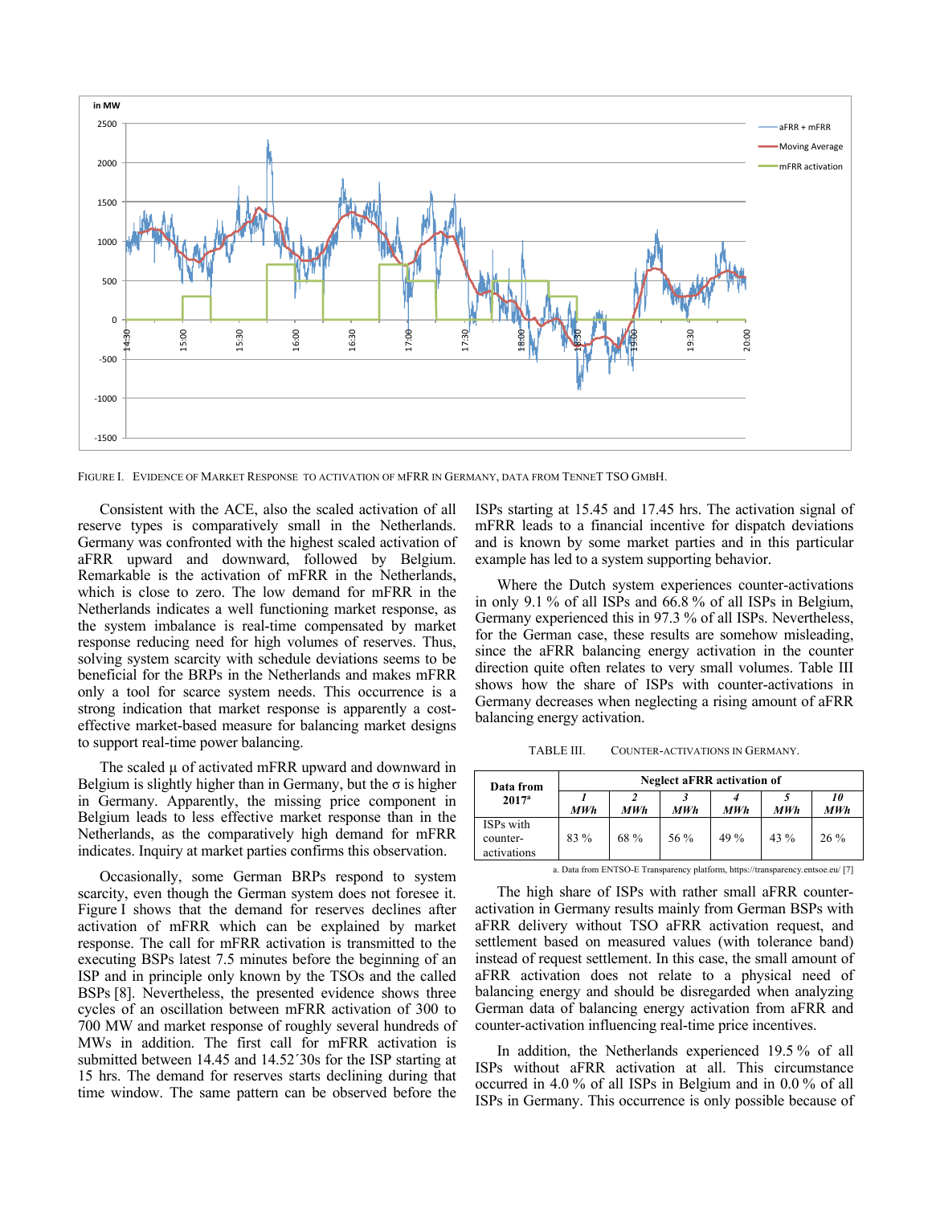FIGURE I. EVIDENCE OF MARKET RESPONSE TO ACTIVATION OF MFRR IN GERMANY, DATA FROM TENNET TSO GMBH.

Consistent with the ACE, also the scaled activation of all reserve types is comparatively small in the Netherlands. Germany was confronted with the highest scaled activation of aFRR upward and downward, followed by Belgium. Remarkable is the activation of mFRR in the Netherlands, which is close to zero. The low demand for mFRR in the Netherlands indicates a well functioning market response, as the system imbalance is real-time compensated by market response reducing need for high volumes of reserves. Thus, solving system scarcity with schedule deviations seems to be beneficial for the BRPs in the Netherlands and makes mFRR only a tool for scarce system needs. This occurrence is a strong indication that market response is apparently a cost-effective market-based measure for balancing market designs to support real-time power balancing.

The scaled µ of activated mFRR upward and downward in Belgium is slightly higher than in Germany, but the σ is higher in Germany. Apparently, the missing price component in Belgium leads to less effective market response than in the Netherlands, as the comparatively high demand for mFRR indicates. Inquiry at market parties confirms this observation.

Occasionally, some German BRPs respond to system scarcity, even though the German system does not foresee it. Figure I shows that the demand for reserves declines after activation of mFRR which can be explained by market response. The call for mFRR activation is transmitted to the executing BSPs latest 7.5 minutes before the beginning of an ISP and in principle only known by the TSOs and the called BSPs [8]. Nevertheless, the presented evidence shows three cycles of an oscillation between mFRR activation of 300 to 700 MW and market response of roughly several hundreds of MWs in addition. The first call for mFRR activation is submitted between 14.45 and 14.52´30s for the ISP starting at 15 hrs. The demand for reserves starts declining during that time window. The same pattern can be observed before the ISPs starting at 15.45 and 17.45 hrs. The activation signal of mFRR leads to a financial incentive for dispatch deviations and is known by some market parties and in this particular example has led to a system supporting behavior.

Where the Dutch system experiences counter-activations in only 9.1 % of all ISPs and 66.8 % of all ISPs in Belgium, Germany experienced this in 97.3 % of all ISPs. Nevertheless, for the German case, these results are somehow misleading, since the aFRR balancing energy activation in the counter direction quite often relates to very small volumes. Table III shows how the share of ISPs with counter-activations in Germany decreases when neglecting a rising amount of aFRR balancing energy activation.

TABLE III. COUNTER-ACTIVATIONS IN GERMANY.

| Data from 2017[a] | Neglect aFRR activation of | | | | | |
|---|---|---|---|---|---|---|
| | *1 MWh* | *2 MWh* | *3 MWh* | *4 MWh* | *5 MWh* | *10 MWh* |
| ISPs with counter-activations | 83 % | 68 % | 56 % | 49 % | 43 % | 26 % |

a. Data from ENTSO-E Transparency platform, https://transparency.entsoe.eu/ [7]

The high share of ISPs with rather small aFRR counter-activation in Germany results mainly from German BSPs with aFRR delivery without TSO aFRR activation request, and settlement based on measured values (with tolerance band) instead of request settlement. In this case, the small amount of aFRR activation does not relate to a physical need of balancing energy and should be disregarded when analyzing German data of balancing energy activation from aFRR and counter-activation influencing real-time price incentives.

In addition, the Netherlands experienced 19.5 % of all ISPs without aFRR activation at all. This circumstance occurred in 4.0 % of all ISPs in Belgium and in 0.0 % of all ISPs in Germany. This occurrence is only possible because of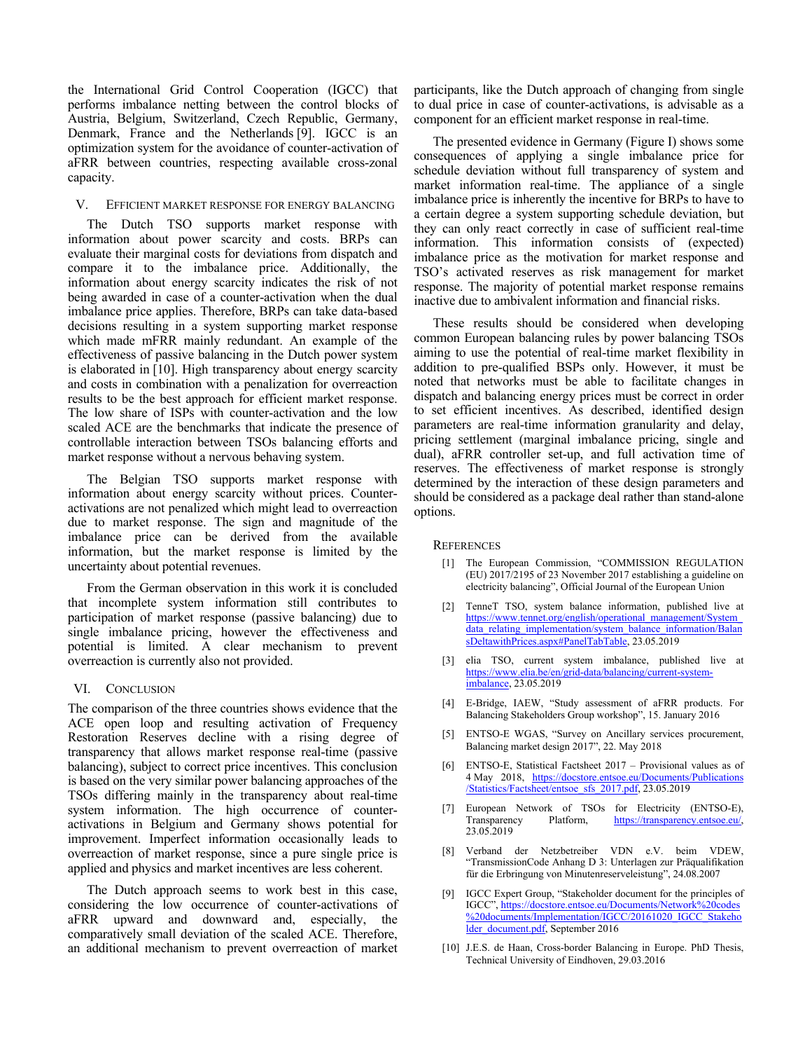the International Grid Control Cooperation (IGCC) that performs imbalance netting between the control blocks of Austria, Belgium, Switzerland, Czech Republic, Germany, Denmark, France and the Netherlands [9]. IGCC is an optimization system for the avoidance of counter-activation of aFRR between countries, respecting available cross-zonal capacity.

## V. Efficient market response for energy balancing

The Dutch TSO supports market response with information about power scarcity and costs. BRPs can evaluate their marginal costs for deviations from dispatch and compare it to the imbalance price. Additionally, the information about energy scarcity indicates the risk of not being awarded in case of a counter-activation when the dual imbalance price applies. Therefore, BRPs can take data-based decisions resulting in a system supporting market response which made mFRR mainly redundant. An example of the effectiveness of passive balancing in the Dutch power system is elaborated in [10]. High transparency about energy scarcity and costs in combination with a penalization for overreaction results to be the best approach for efficient market response. The low share of ISPs with counter-activation and the low scaled ACE are the benchmarks that indicate the presence of controllable interaction between TSOs balancing efforts and market response without a nervous behaving system.

The Belgian TSO supports market response with information about energy scarcity without prices. Counter-activations are not penalized which might lead to overreaction due to market response. The sign and magnitude of the imbalance price can be derived from the available information, but the market response is limited by the uncertainty about potential revenues.

From the German observation in this work it is concluded that incomplete system information still contributes to participation of market response (passive balancing) due to single imbalance pricing, however the effectiveness and potential is limited. A clear mechanism to prevent overreaction is currently also not provided.

## VI. Conclusion

The comparison of the three countries shows evidence that the ACE open loop and resulting activation of Frequency Restoration Reserves decline with a rising degree of transparency that allows market response real-time (passive balancing), subject to correct price incentives. This conclusion is based on the very similar power balancing approaches of the TSOs differing mainly in the transparency about real-time system information. The high occurrence of counter-activations in Belgium and Germany shows potential for improvement. Imperfect information occasionally leads to overreaction of market response, since a pure single price is applied and physics and market incentives are less coherent.

The Dutch approach seems to work best in this case, considering the low occurrence of counter-activations of aFRR upward and downward and, especially, the comparatively small deviation of the scaled ACE. Therefore, an additional mechanism to prevent overreaction of market participants, like the Dutch approach of changing from single to dual price in case of counter-activations, is advisable as a component for an efficient market response in real-time.

The presented evidence in Germany (Figure I) shows some consequences of applying a single imbalance price for schedule deviation without full transparency of system and market information real-time. The appliance of a single imbalance price is inherently the incentive for BRPs to have to a certain degree a system supporting schedule deviation, but they can only react correctly in case of sufficient real-time information. This information consists of (expected) imbalance price as the motivation for market response and TSO's activated reserves as risk management for market response. The majority of potential market response remains inactive due to ambivalent information and financial risks.

These results should be considered when developing common European balancing rules by power balancing TSOs aiming to use the potential of real-time market flexibility in addition to pre-qualified BSPs only. However, it must be noted that networks must be able to facilitate changes in dispatch and balancing energy prices must be correct in order to set efficient incentives. As described, identified design parameters are real-time information granularity and delay, pricing settlement (marginal imbalance pricing, single and dual), aFRR controller set-up, and full activation time of reserves. The effectiveness of market response is strongly determined by the interaction of these design parameters and should be considered as a package deal rather than stand-alone options.

## References

[1] The European Commission, "COMMISSION REGULATION (EU) 2017/2195 of 23 November 2017 establishing a guideline on electricity balancing", Official Journal of the European Union

[2] TenneT TSO, system balance information, published live at https://www.tennet.org/english/operational_management/System_data_relating_implementation/system_balance_information/BalansDeltawithPrices.aspx#PanelTabTable, 23.05.2019

[3] elia TSO, current system imbalance, published live at https://www.elia.be/en/grid-data/balancing/current-system-imbalance, 23.05.2019

[4] E-Bridge, IAEW, "Study assessment of aFRR products. For Balancing Stakeholders Group workshop", 15. January 2016

[5] ENTSO-E WGAS, "Survey on Ancillary services procurement, Balancing market design 2017", 22. May 2018

[6] ENTSO-E, Statistical Factsheet 2017 – Provisional values as of 4 May 2018, https://docstore.entsoe.eu/Documents/Publications/Statistics/Factsheet/entsoe_sfs_2017.pdf, 23.05.2019

[7] European Network of TSOs for Electricity (ENTSO-E), Transparency Platform, https://transparency.entsoe.eu/, 23.05.2019

[8] Verband der Netzbetreiber VDN e.V. beim VDEW, "TransmissionCode Anhang D 3: Unterlagen zur Präqualifikation für die Erbringung von Minutenreserveleistung", 24.08.2007

[9] IGCC Expert Group, "Stakeholder document for the principles of IGCC", https://docstore.entsoe.eu/Documents/Network%20codes%20documents/Implementation/IGCC/20161020_IGCC_Stakeholder_document.pdf, September 2016

[10] J.E.S. de Haan, Cross-border Balancing in Europe. PhD Thesis, Technical University of Eindhoven, 29.03.2016